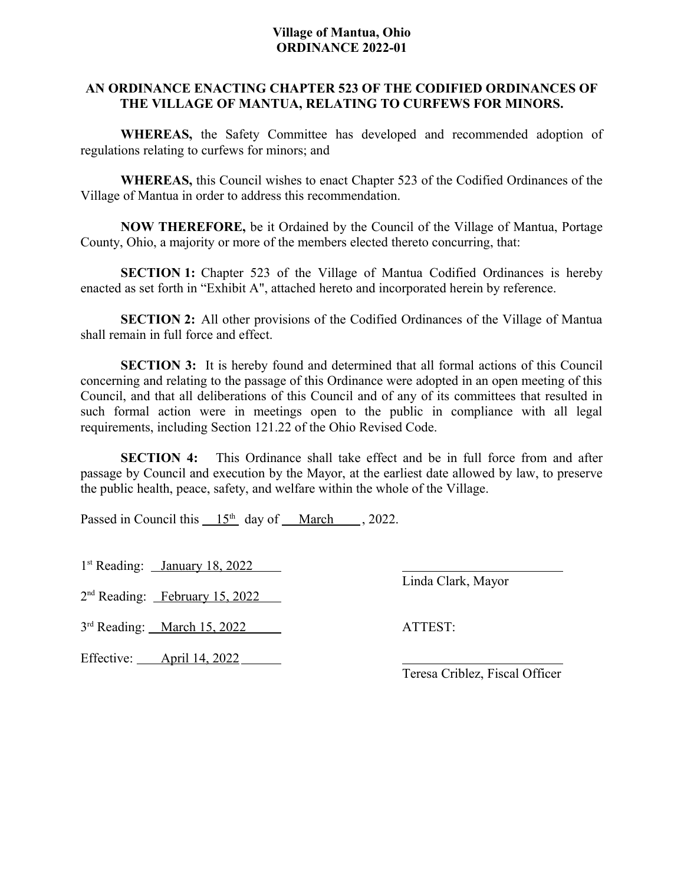**Village of Mantua, Ohio**
**ORDINANCE 2022-01**

**AN ORDINANCE ENACTING CHAPTER 523 OF THE CODIFIED ORDINANCES OF THE VILLAGE OF MANTUA, RELATING TO CURFEWS FOR MINORS.**

**WHEREAS,** the Safety Committee has developed and recommended adoption of regulations relating to curfews for minors; and

**WHEREAS,** this Council wishes to enact Chapter 523 of the Codified Ordinances of the Village of Mantua in order to address this recommendation.

**NOW THEREFORE,** be it Ordained by the Council of the Village of Mantua, Portage County, Ohio, a majority or more of the members elected thereto concurring, that:

**SECTION 1:** Chapter 523 of the Village of Mantua Codified Ordinances is hereby enacted as set forth in "Exhibit A", attached hereto and incorporated herein by reference.

**SECTION 2:** All other provisions of the Codified Ordinances of the Village of Mantua shall remain in full force and effect.

**SECTION 3:** It is hereby found and determined that all formal actions of this Council concerning and relating to the passage of this Ordinance were adopted in an open meeting of this Council, and that all deliberations of this Council and of any of its committees that resulted in such formal action were in meetings open to the public in compliance with all legal requirements, including Section 121.22 of the Ohio Revised Code.

**SECTION 4:** This Ordinance shall take effect and be in full force from and after passage by Council and execution by the Mayor, at the earliest date allowed by law, to preserve the public health, peace, safety, and welfare within the whole of the Village.

Passed in Council this 15th day of March, 2022.

1st Reading: January 18, 2022

2nd Reading: February 15, 2022

3rd Reading: March 15, 2022

Effective: April 14, 2022

\_\_\_\_\_\_\_\_\_\_\_\_\_\_\_\_\_\_\_\_\_\_\_\_
Linda Clark, Mayor

ATTEST:

\_\_\_\_\_\_\_\_\_\_\_\_\_\_\_\_\_\_\_\_\_\_\_\_
Teresa Criblez, Fiscal Officer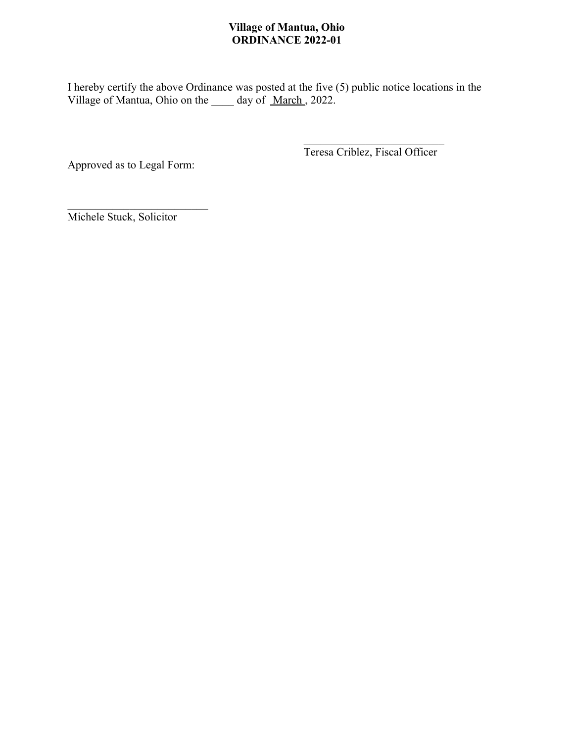**Village of Mantua, Ohio**
**ORDINANCE 2022-01**

I hereby certify the above Ordinance was posted at the five (5) public notice locations in the Village of Mantua, Ohio on the ____ day of March , 2022.

__________________________
Teresa Criblez, Fiscal Officer

Approved as to Legal Form:

__________________________
Michele Stuck, Solicitor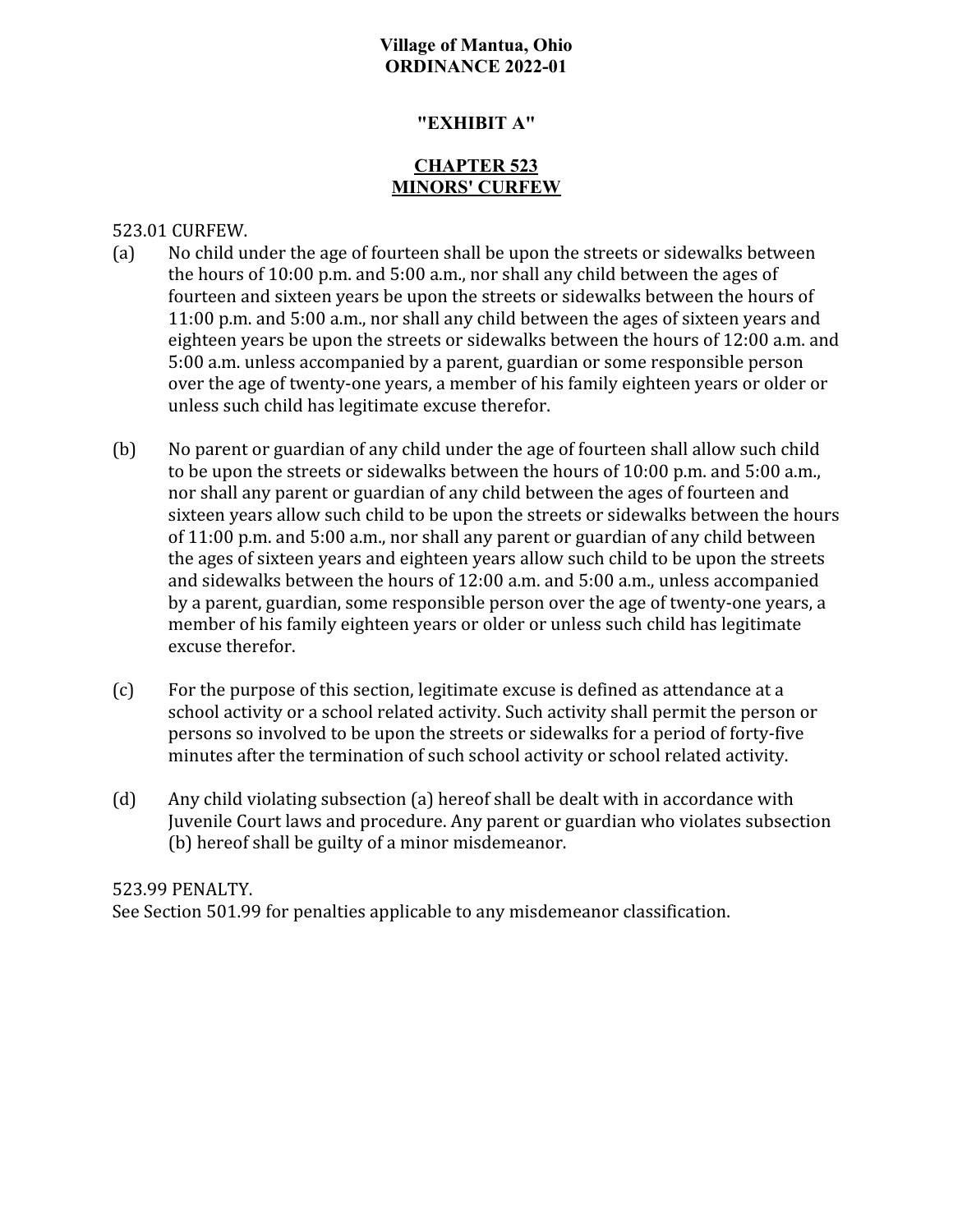**Village of Mantua, Ohio**
**ORDINANCE 2022-01**

**"EXHIBIT A"**

## CHAPTER 523
## MINORS' CURFEW

523.01 CURFEW.

(a) No child under the age of fourteen shall be upon the streets or sidewalks between the hours of 10:00 p.m. and 5:00 a.m., nor shall any child between the ages of fourteen and sixteen years be upon the streets or sidewalks between the hours of 11:00 p.m. and 5:00 a.m., nor shall any child between the ages of sixteen years and eighteen years be upon the streets or sidewalks between the hours of 12:00 a.m. and 5:00 a.m. unless accompanied by a parent, guardian or some responsible person over the age of twenty-one years, a member of his family eighteen years or older or unless such child has legitimate excuse therefor.

(b) No parent or guardian of any child under the age of fourteen shall allow such child to be upon the streets or sidewalks between the hours of 10:00 p.m. and 5:00 a.m., nor shall any parent or guardian of any child between the ages of fourteen and sixteen years allow such child to be upon the streets or sidewalks between the hours of 11:00 p.m. and 5:00 a.m., nor shall any parent or guardian of any child between the ages of sixteen years and eighteen years allow such child to be upon the streets and sidewalks between the hours of 12:00 a.m. and 5:00 a.m., unless accompanied by a parent, guardian, some responsible person over the age of twenty-one years, a member of his family eighteen years or older or unless such child has legitimate excuse therefor.

(c) For the purpose of this section, legitimate excuse is defined as attendance at a school activity or a school related activity. Such activity shall permit the person or persons so involved to be upon the streets or sidewalks for a period of forty-five minutes after the termination of such school activity or school related activity.

(d) Any child violating subsection (a) hereof shall be dealt with in accordance with Juvenile Court laws and procedure. Any parent or guardian who violates subsection (b) hereof shall be guilty of a minor misdemeanor.

523.99 PENALTY.

See Section 501.99 for penalties applicable to any misdemeanor classification.